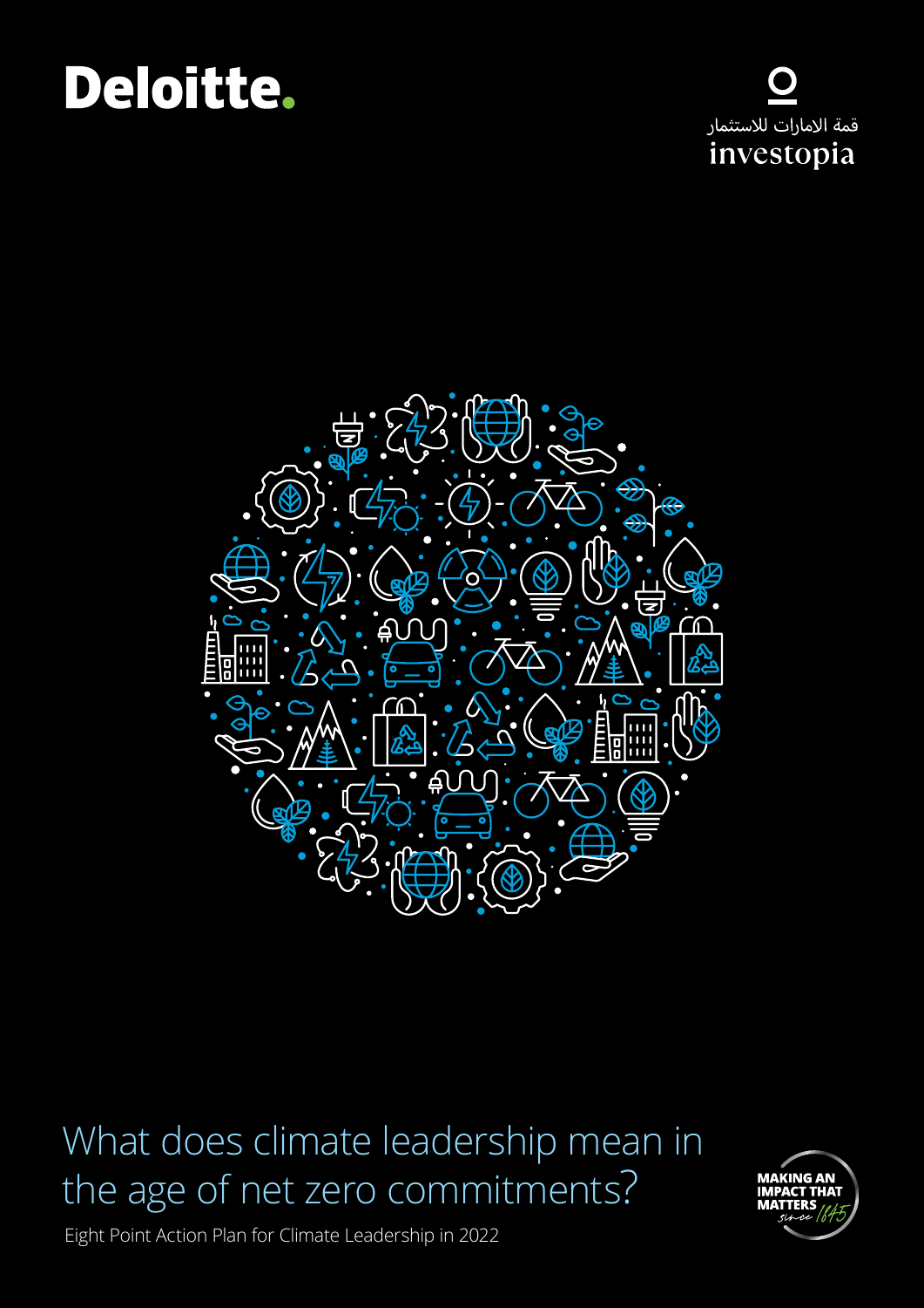Deloitte.

قمة الامارات للاستثمار
investopia

# What does climate leadership mean in the age of net zero commitments?

Eight Point Action Plan for Climate Leadership in 2022

MAKING AN IMPACT THAT MATTERS since 1845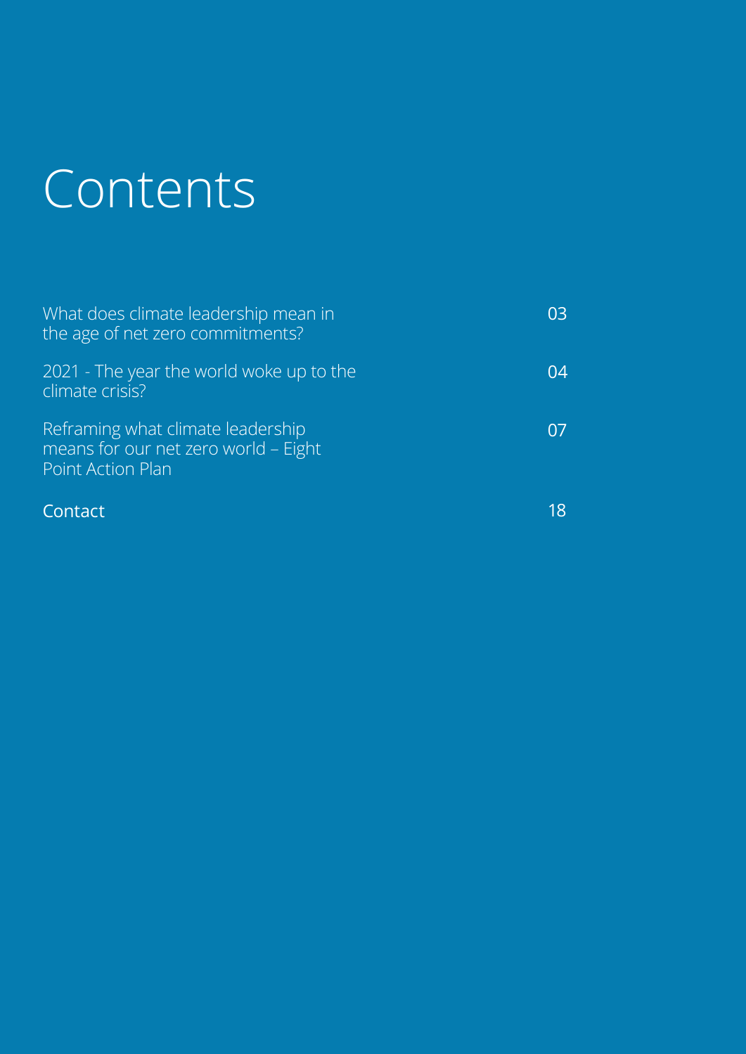# Contents

| | |
|---|---|
| What does climate leadership mean in the age of net zero commitments? | 03 |
| 2021 - The year the world woke up to the climate crisis? | 04 |
| Reframing what climate leadership means for our net zero world – Eight Point Action Plan | 07 |
| Contact | 18 |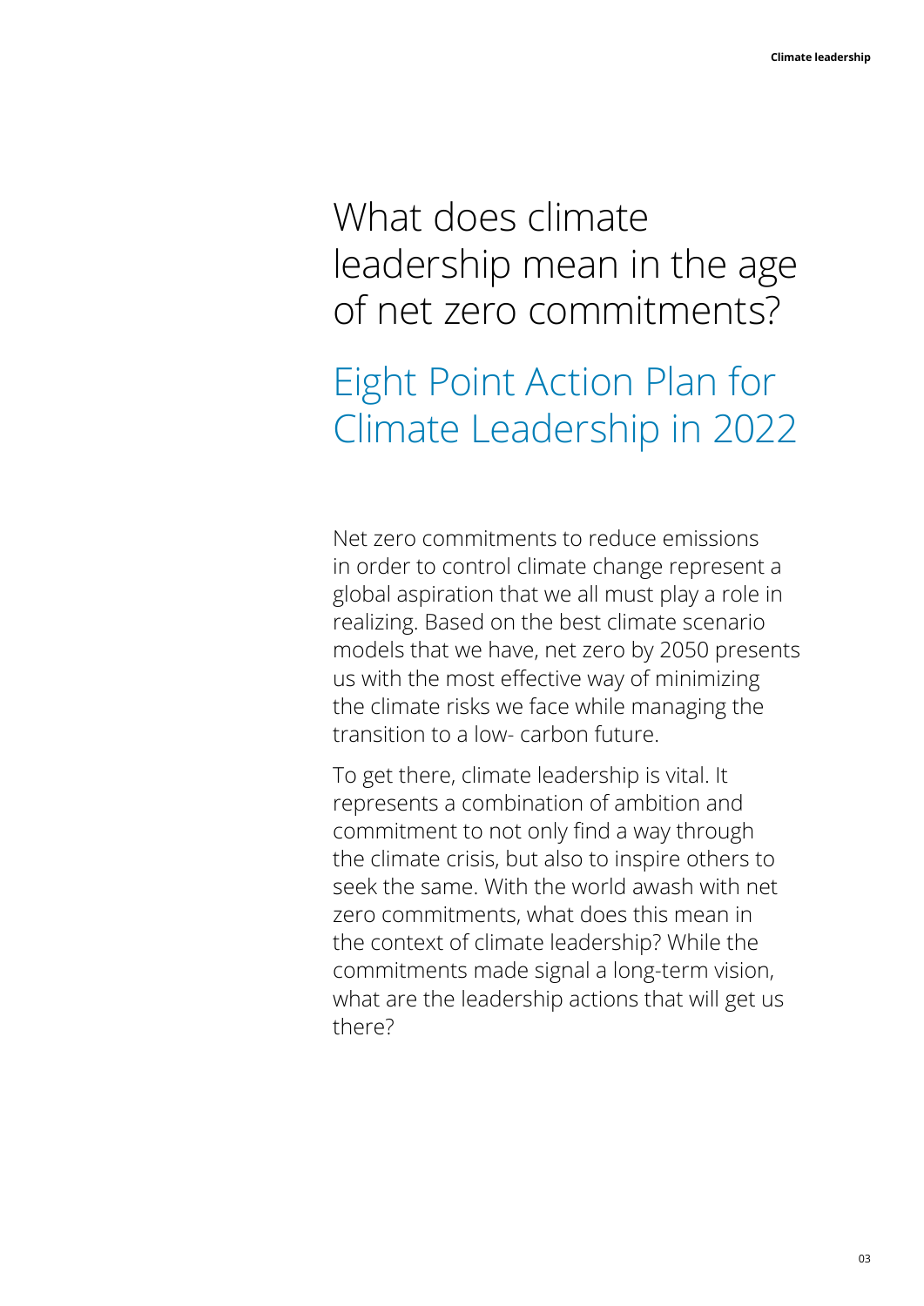# What does climate leadership mean in the age of net zero commitments?

## Eight Point Action Plan for Climate Leadership in 2022

Net zero commitments to reduce emissions in order to control climate change represent a global aspiration that we all must play a role in realizing. Based on the best climate scenario models that we have, net zero by 2050 presents us with the most effective way of minimizing the climate risks we face while managing the transition to a low- carbon future.

To get there, climate leadership is vital. It represents a combination of ambition and commitment to not only find a way through the climate crisis, but also to inspire others to seek the same. With the world awash with net zero commitments, what does this mean in the context of climate leadership? While the commitments made signal a long-term vision, what are the leadership actions that will get us there?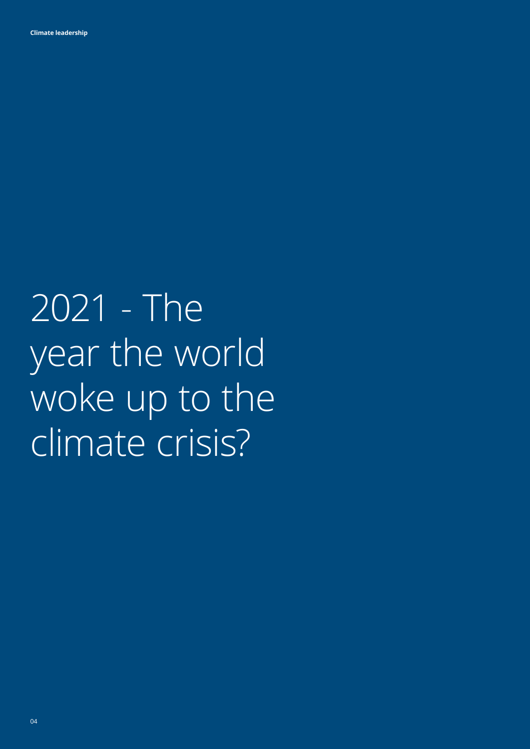# 2021 - The year the world woke up to the climate crisis?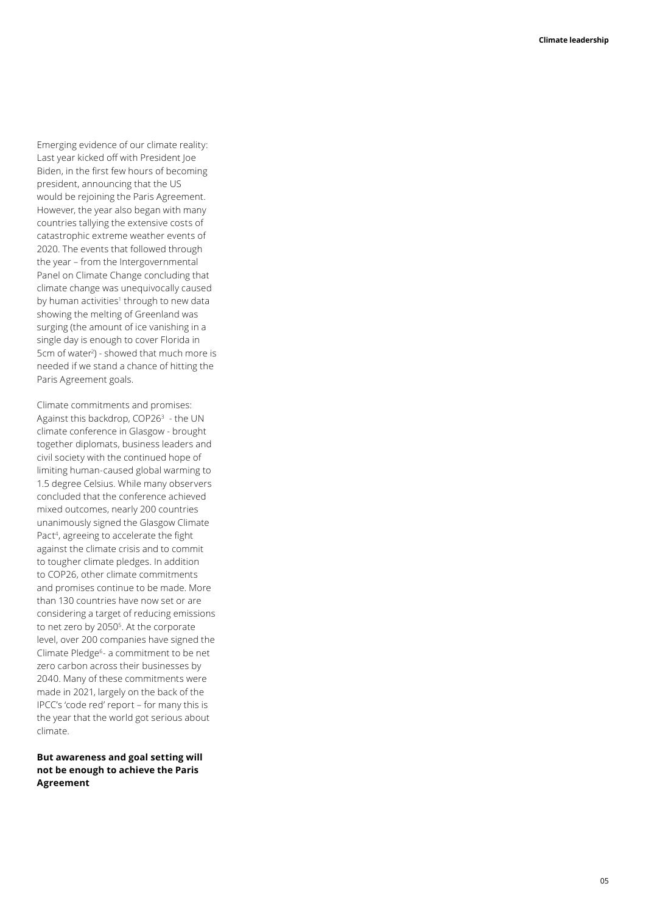Emerging evidence of our climate reality: Last year kicked off with President Joe Biden, in the first few hours of becoming president, announcing that the US would be rejoining the Paris Agreement. However, the year also began with many countries tallying the extensive costs of catastrophic extreme weather events of 2020. The events that followed through the year – from the Intergovernmental Panel on Climate Change concluding that climate change was unequivocally caused by human activities[1] through to new data showing the melting of Greenland was surging (the amount of ice vanishing in a single day is enough to cover Florida in 5cm of water[2]) - showed that much more is needed if we stand a chance of hitting the Paris Agreement goals.

Climate commitments and promises: Against this backdrop, COP26[3] - the UN climate conference in Glasgow - brought together diplomats, business leaders and civil society with the continued hope of limiting human-caused global warming to 1.5 degree Celsius. While many observers concluded that the conference achieved mixed outcomes, nearly 200 countries unanimously signed the Glasgow Climate Pact[4], agreeing to accelerate the fight against the climate crisis and to commit to tougher climate pledges. In addition to COP26, other climate commitments and promises continue to be made. More than 130 countries have now set or are considering a target of reducing emissions to net zero by 2050[5]. At the corporate level, over 200 companies have signed the Climate Pledge[6]- a commitment to be net zero carbon across their businesses by 2040. Many of these commitments were made in 2021, largely on the back of the IPCC's 'code red' report – for many this is the year that the world got serious about climate.

**But awareness and goal setting will not be enough to achieve the Paris Agreement**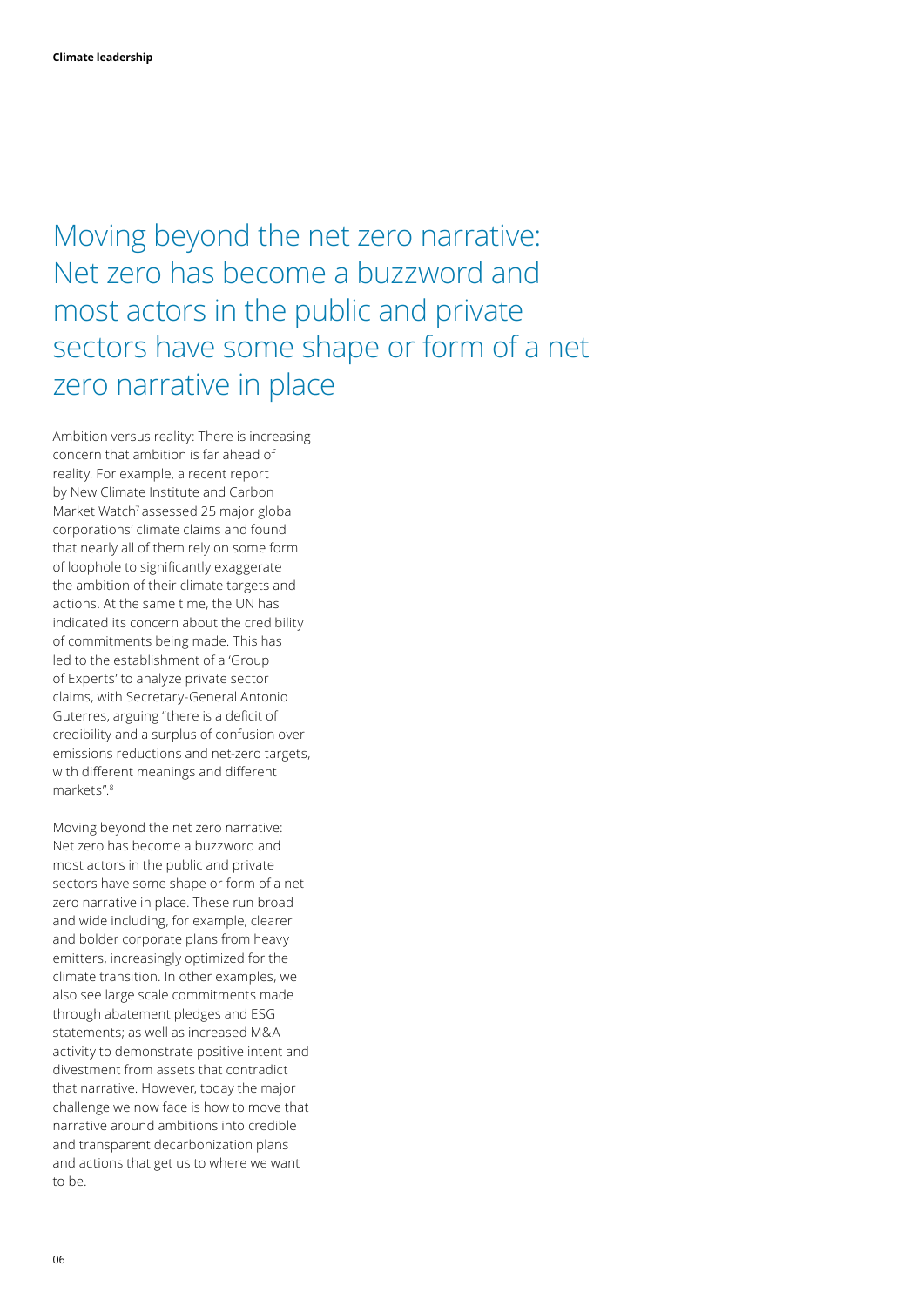# Moving beyond the net zero narrative: Net zero has become a buzzword and most actors in the public and private sectors have some shape or form of a net zero narrative in place

Ambition versus reality: There is increasing concern that ambition is far ahead of reality. For example, a recent report by New Climate Institute and Carbon Market Watch[7] assessed 25 major global corporations' climate claims and found that nearly all of them rely on some form of loophole to significantly exaggerate the ambition of their climate targets and actions. At the same time, the UN has indicated its concern about the credibility of commitments being made. This has led to the establishment of a 'Group of Experts' to analyze private sector claims, with Secretary-General Antonio Guterres, arguing "there is a deficit of credibility and a surplus of confusion over emissions reductions and net-zero targets, with different meanings and different markets".[8]

Moving beyond the net zero narrative: Net zero has become a buzzword and most actors in the public and private sectors have some shape or form of a net zero narrative in place. These run broad and wide including, for example, clearer and bolder corporate plans from heavy emitters, increasingly optimized for the climate transition. In other examples, we also see large scale commitments made through abatement pledges and ESG statements; as well as increased M&A activity to demonstrate positive intent and divestment from assets that contradict that narrative. However, today the major challenge we now face is how to move that narrative around ambitions into credible and transparent decarbonization plans and actions that get us to where we want to be.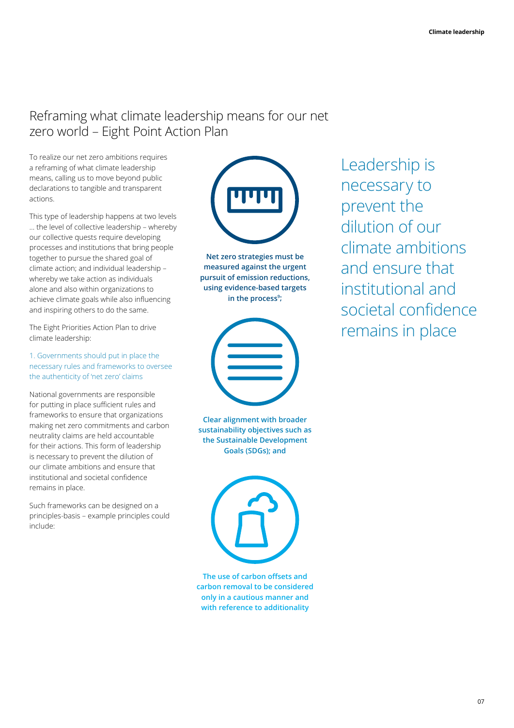# Reframing what climate leadership means for our net zero world – Eight Point Action Plan

To realize our net zero ambitions requires a reframing of what climate leadership means, calling us to move beyond public declarations to tangible and transparent actions.

This type of leadership happens at two levels ... the level of collective leadership – whereby our collective quests require developing processes and institutions that bring people together to pursue the shared goal of climate action; and individual leadership – whereby we take action as individuals alone and also within organizations to achieve climate goals while also influencing and inspiring others to do the same.

The Eight Priorities Action Plan to drive climate leadership:

## 1. Governments should put in place the necessary rules and frameworks to oversee the authenticity of 'net zero' claims

National governments are responsible for putting in place sufficient rules and frameworks to ensure that organizations making net zero commitments and carbon neutrality claims are held accountable for their actions. This form of leadership is necessary to prevent the dilution of our climate ambitions and ensure that institutional and societal confidence remains in place.

Such frameworks can be designed on a principles-basis – example principles could include:

**Net zero strategies must be measured against the urgent pursuit of emission reductions, using evidence-based targets in the process[9];**

**Clear alignment with broader sustainability objectives such as the Sustainable Development Goals (SDGs); and**

**The use of carbon offsets and carbon removal to be considered only in a cautious manner and with reference to additionality**

> Leadership is necessary to prevent the dilution of our climate ambitions and ensure that institutional and societal confidence remains in place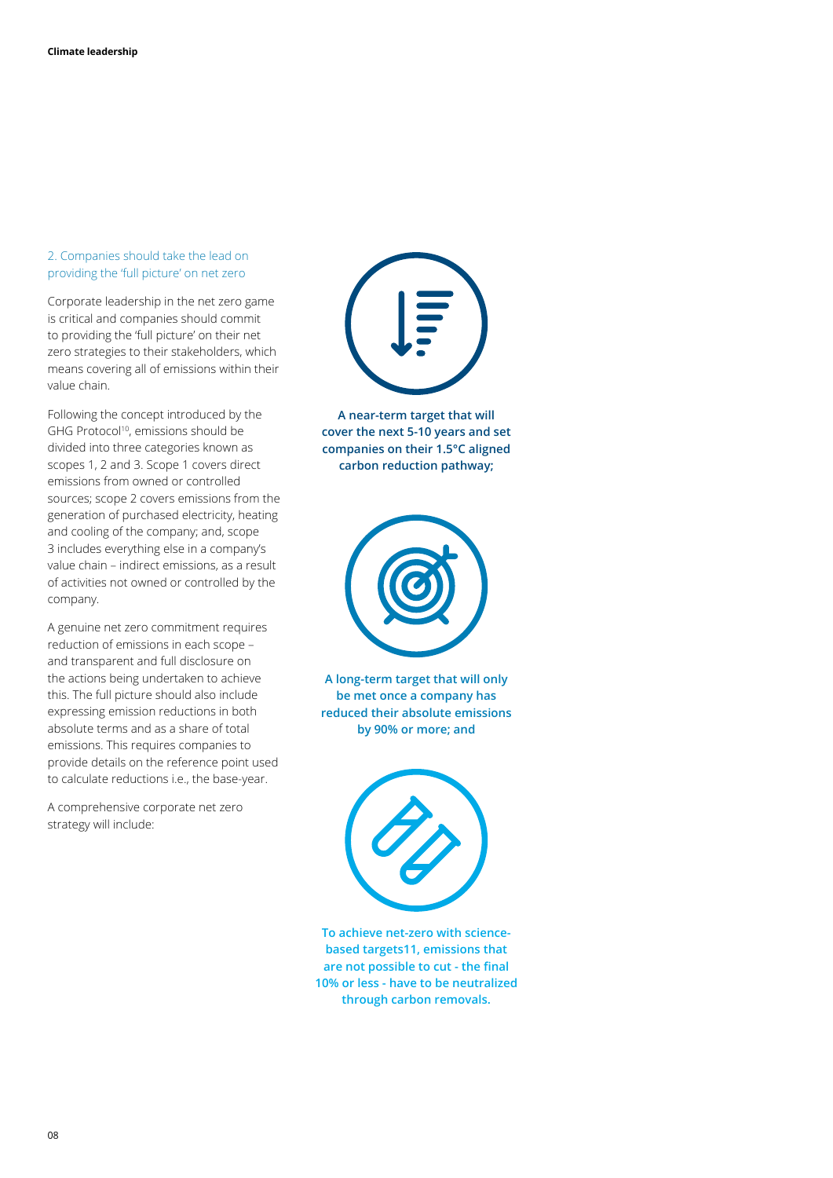## 2. Companies should take the lead on providing the 'full picture' on net zero

Corporate leadership in the net zero game is critical and companies should commit to providing the 'full picture' on their net zero strategies to their stakeholders, which means covering all of emissions within their value chain.

Following the concept introduced by the GHG Protocol[10], emissions should be divided into three categories known as scopes 1, 2 and 3. Scope 1 covers direct emissions from owned or controlled sources; scope 2 covers emissions from the generation of purchased electricity, heating and cooling of the company; and, scope 3 includes everything else in a company's value chain – indirect emissions, as a result of activities not owned or controlled by the company.

A genuine net zero commitment requires reduction of emissions in each scope – and transparent and full disclosure on the actions being undertaken to achieve this. The full picture should also include expressing emission reductions in both absolute terms and as a share of total emissions. This requires companies to provide details on the reference point used to calculate reductions i.e., the base-year.

A comprehensive corporate net zero strategy will include:

**A near-term target that will cover the next 5-10 years and set companies on their 1.5°C aligned carbon reduction pathway;**

**A long-term target that will only be met once a company has reduced their absolute emissions by 90% or more; and**

**To achieve net-zero with science-based targets11, emissions that are not possible to cut - the final 10% or less - have to be neutralized through carbon removals.**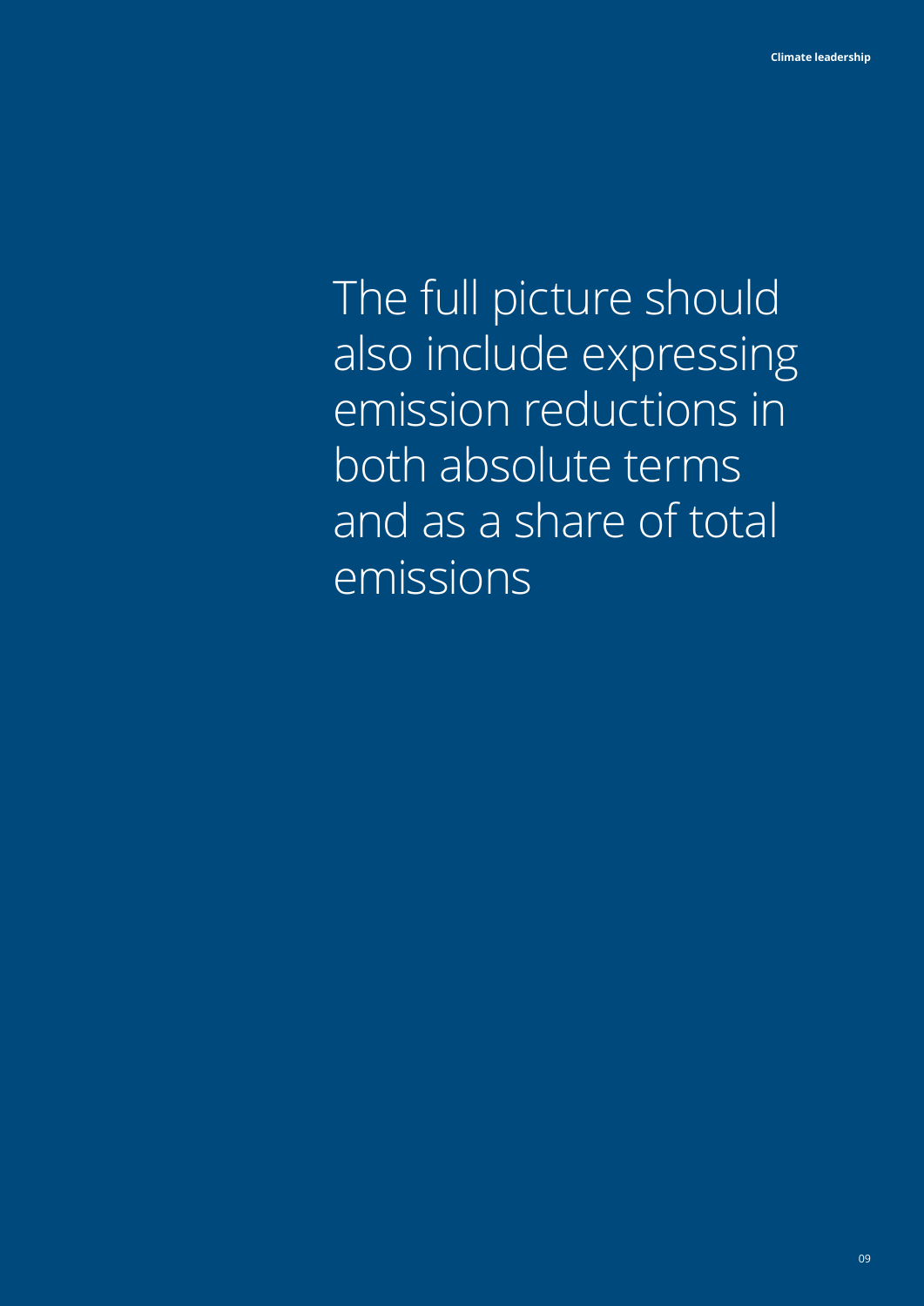The full picture should also include expressing emission reductions in both absolute terms and as a share of total emissions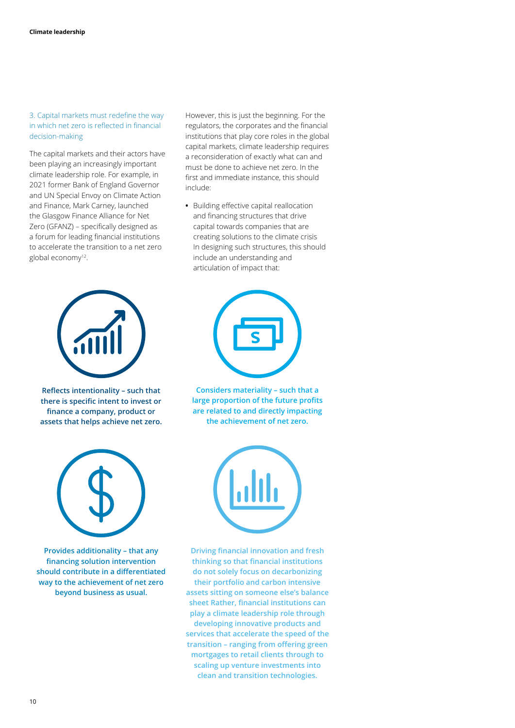### 3. Capital markets must redefine the way in which net zero is reflected in financial decision-making

The capital markets and their actors have been playing an increasingly important climate leadership role. For example, in 2021 former Bank of England Governor and UN Special Envoy on Climate Action and Finance, Mark Carney, launched the Glasgow Finance Alliance for Net Zero (GFANZ) – specifically designed as a forum for leading financial institutions to accelerate the transition to a net zero global economy[12].

However, this is just the beginning. For the regulators, the corporates and the financial institutions that play core roles in the global capital markets, climate leadership requires a reconsideration of exactly what can and must be done to achieve net zero. In the first and immediate instance, this should include:

- Building effective capital reallocation and financing structures that drive capital towards companies that are creating solutions to the climate crisis In designing such structures, this should include an understanding and articulation of impact that:

**Reflects intentionality – such that there is specific intent to invest or finance a company, product or assets that helps achieve net zero.**

**Considers materiality – such that a large proportion of the future profits are related to and directly impacting the achievement of net zero.**

**Provides additionality – that any financing solution intervention should contribute in a differentiated way to the achievement of net zero beyond business as usual.**

**Driving financial innovation and fresh thinking so that financial institutions do not solely focus on decarbonizing their portfolio and carbon intensive assets sitting on someone else's balance sheet Rather, financial institutions can play a climate leadership role through developing innovative products and services that accelerate the speed of the transition – ranging from offering green mortgages to retail clients through to scaling up venture investments into clean and transition technologies.**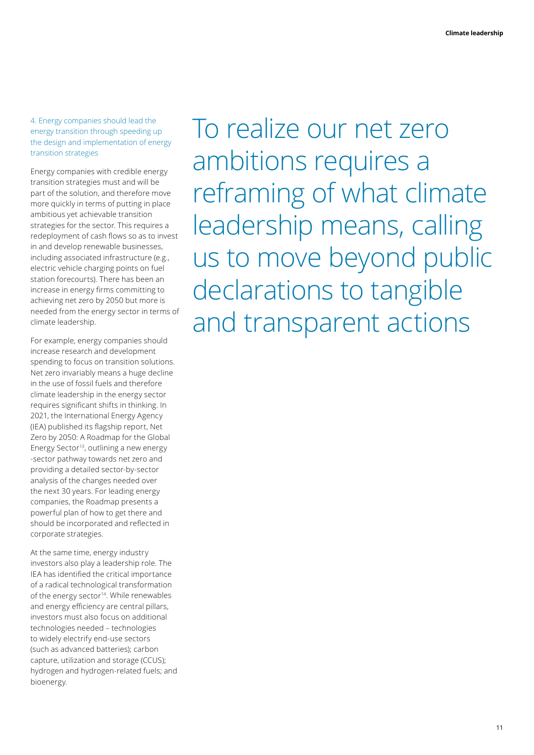### 4. Energy companies should lead the energy transition through speeding up the design and implementation of energy transition strategies

Energy companies with credible energy transition strategies must and will be part of the solution, and therefore move more quickly in terms of putting in place ambitious yet achievable transition strategies for the sector. This requires a redeployment of cash flows so as to invest in and develop renewable businesses, including associated infrastructure (e.g., electric vehicle charging points on fuel station forecourts). There has been an increase in energy firms committing to achieving net zero by 2050 but more is needed from the energy sector in terms of climate leadership.

For example, energy companies should increase research and development spending to focus on transition solutions. Net zero invariably means a huge decline in the use of fossil fuels and therefore climate leadership in the energy sector requires significant shifts in thinking. In 2021, the International Energy Agency (IEA) published its flagship report, Net Zero by 2050: A Roadmap for the Global Energy Sector[13], outlining a new energy -sector pathway towards net zero and providing a detailed sector-by-sector analysis of the changes needed over the next 30 years. For leading energy companies, the Roadmap presents a powerful plan of how to get there and should be incorporated and reflected in corporate strategies.

At the same time, energy industry investors also play a leadership role. The IEA has identified the critical importance of a radical technological transformation of the energy sector[14]. While renewables and energy efficiency are central pillars, investors must also focus on additional technologies needed – technologies to widely electrify end-use sectors (such as advanced batteries); carbon capture, utilization and storage (CCUS); hydrogen and hydrogen-related fuels; and bioenergy.

## To realize our net zero ambitions requires a reframing of what climate leadership means, calling us to move beyond public declarations to tangible and transparent actions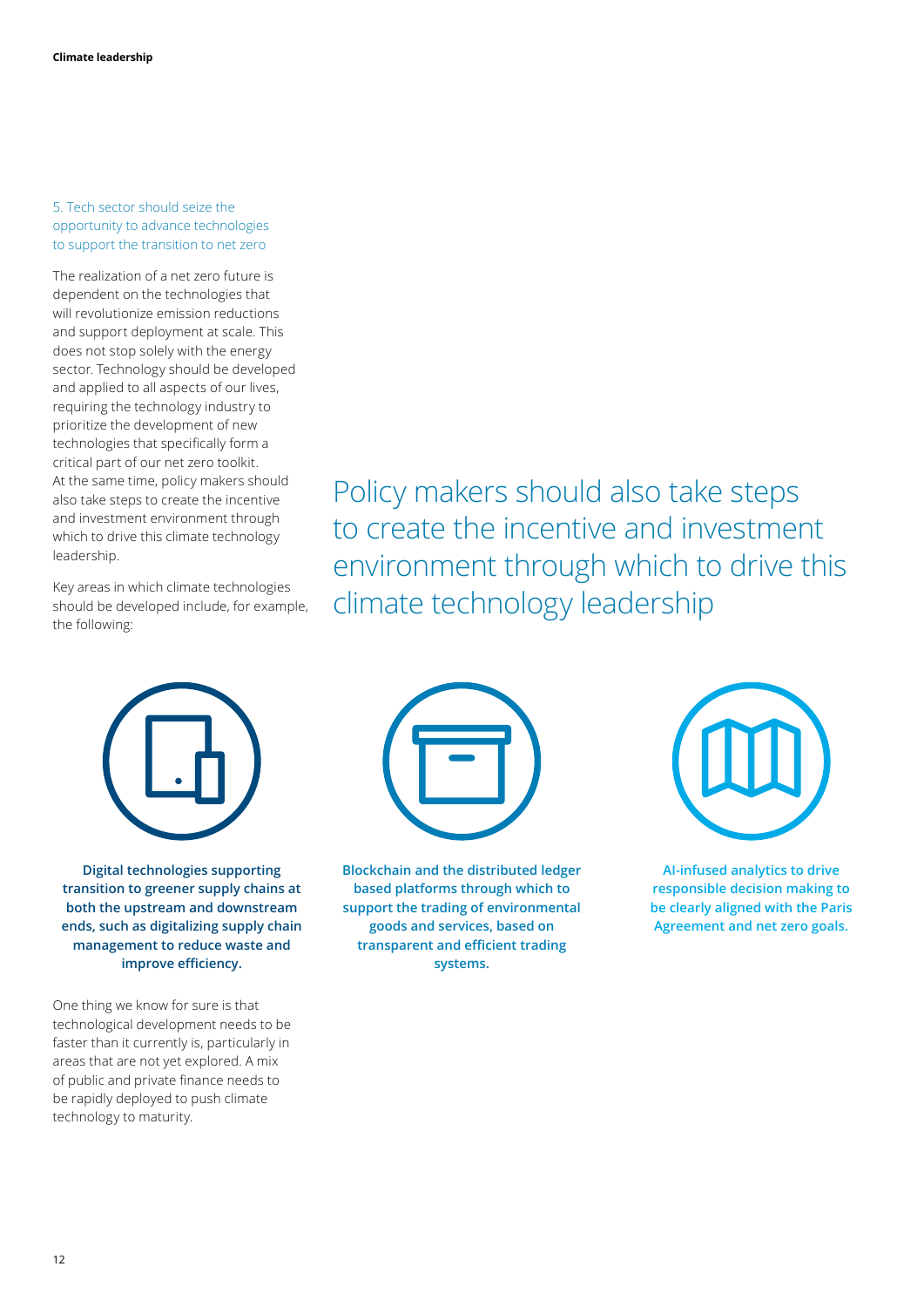## 5. Tech sector should seize the opportunity to advance technologies to support the transition to net zero

The realization of a net zero future is dependent on the technologies that will revolutionize emission reductions and support deployment at scale. This does not stop solely with the energy sector. Technology should be developed and applied to all aspects of our lives, requiring the technology industry to prioritize the development of new technologies that specifically form a critical part of our net zero toolkit. At the same time, policy makers should also take steps to create the incentive and investment environment through which to drive this climate technology leadership.

Key areas in which climate technologies should be developed include, for example, the following:

> Policy makers should also take steps to create the incentive and investment environment through which to drive this climate technology leadership

**Digital technologies supporting transition to greener supply chains at both the upstream and downstream ends, such as digitalizing supply chain management to reduce waste and improve efficiency.**

**Blockchain and the distributed ledger based platforms through which to support the trading of environmental goods and services, based on transparent and efficient trading systems.**

**AI-infused analytics to drive responsible decision making to be clearly aligned with the Paris Agreement and net zero goals.**

One thing we know for sure is that technological development needs to be faster than it currently is, particularly in areas that are not yet explored. A mix of public and private finance needs to be rapidly deployed to push climate technology to maturity.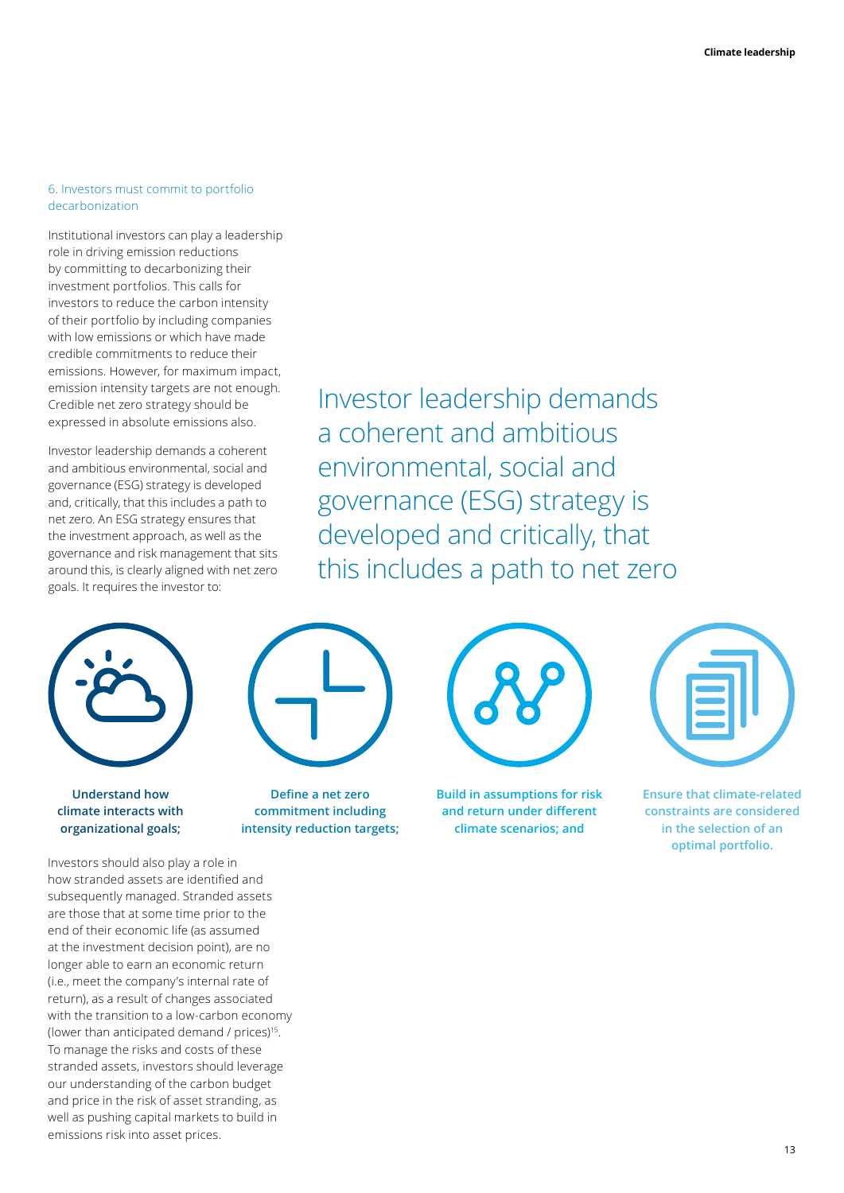### 6. Investors must commit to portfolio decarbonization

Institutional investors can play a leadership role in driving emission reductions by committing to decarbonizing their investment portfolios. This calls for investors to reduce the carbon intensity of their portfolio by including companies with low emissions or which have made credible commitments to reduce their emissions. However, for maximum impact, emission intensity targets are not enough. Credible net zero strategy should be expressed in absolute emissions also.

Investor leadership demands a coherent and ambitious environmental, social and governance (ESG) strategy is developed and, critically, that this includes a path to net zero. An ESG strategy ensures that the investment approach, as well as the governance and risk management that sits around this, is clearly aligned with net zero goals. It requires the investor to:

> Investor leadership demands a coherent and ambitious environmental, social and governance (ESG) strategy is developed and critically, that this includes a path to net zero

- **Understand how climate interacts with organizational goals;**
- **Define a net zero commitment including intensity reduction targets;**
- **Build in assumptions for risk and return under different climate scenarios; and**
- **Ensure that climate-related constraints are considered in the selection of an optimal portfolio.**

Investors should also play a role in how stranded assets are identified and subsequently managed. Stranded assets are those that at some time prior to the end of their economic life (as assumed at the investment decision point), are no longer able to earn an economic return (i.e., meet the company's internal rate of return), as a result of changes associated with the transition to a low-carbon economy (lower than anticipated demand / prices)[15]. To manage the risks and costs of these stranded assets, investors should leverage our understanding of the carbon budget and price in the risk of asset stranding, as well as pushing capital markets to build in emissions risk into asset prices.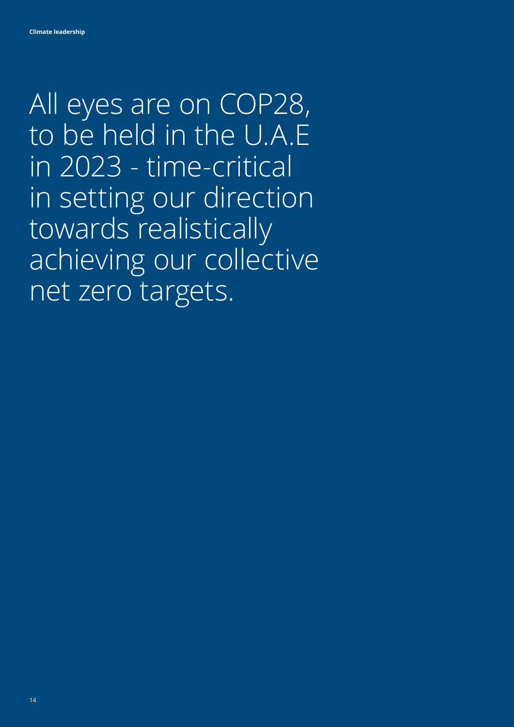All eyes are on COP28, to be held in the U.A.E in 2023 - time-critical in setting our direction towards realistically achieving our collective net zero targets.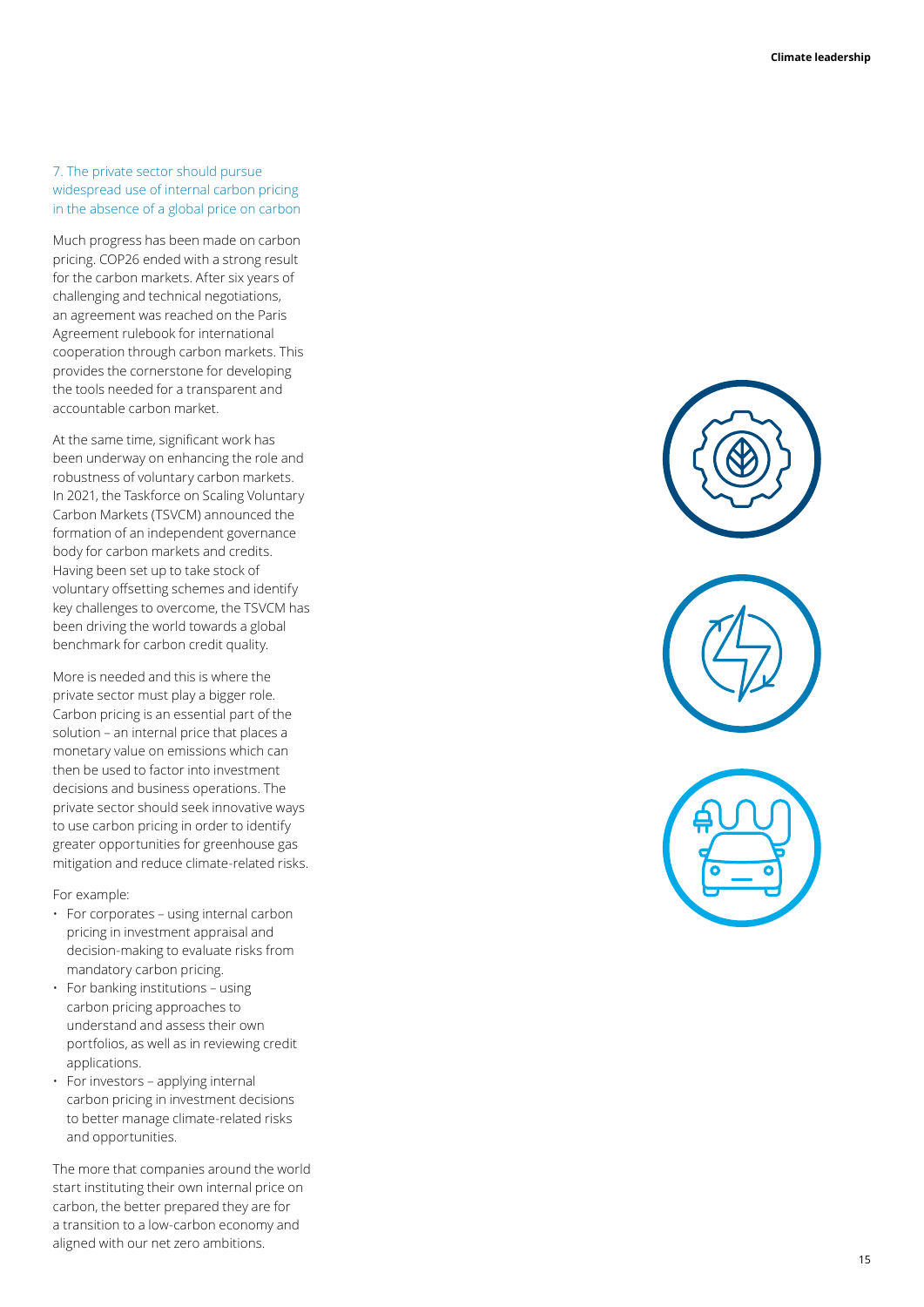### 7. The private sector should pursue widespread use of internal carbon pricing in the absence of a global price on carbon

Much progress has been made on carbon pricing. COP26 ended with a strong result for the carbon markets. After six years of challenging and technical negotiations, an agreement was reached on the Paris Agreement rulebook for international cooperation through carbon markets. This provides the cornerstone for developing the tools needed for a transparent and accountable carbon market.

At the same time, significant work has been underway on enhancing the role and robustness of voluntary carbon markets. In 2021, the Taskforce on Scaling Voluntary Carbon Markets (TSVCM) announced the formation of an independent governance body for carbon markets and credits. Having been set up to take stock of voluntary offsetting schemes and identify key challenges to overcome, the TSVCM has been driving the world towards a global benchmark for carbon credit quality.

More is needed and this is where the private sector must play a bigger role. Carbon pricing is an essential part of the solution – an internal price that places a monetary value on emissions which can then be used to factor into investment decisions and business operations. The private sector should seek innovative ways to use carbon pricing in order to identify greater opportunities for greenhouse gas mitigation and reduce climate-related risks.

For example:

- For corporates – using internal carbon pricing in investment appraisal and decision-making to evaluate risks from mandatory carbon pricing.
- For banking institutions – using carbon pricing approaches to understand and assess their own portfolios, as well as in reviewing credit applications.
- For investors – applying internal carbon pricing in investment decisions to better manage climate-related risks and opportunities.

The more that companies around the world start instituting their own internal price on carbon, the better prepared they are for a transition to a low-carbon economy and aligned with our net zero ambitions.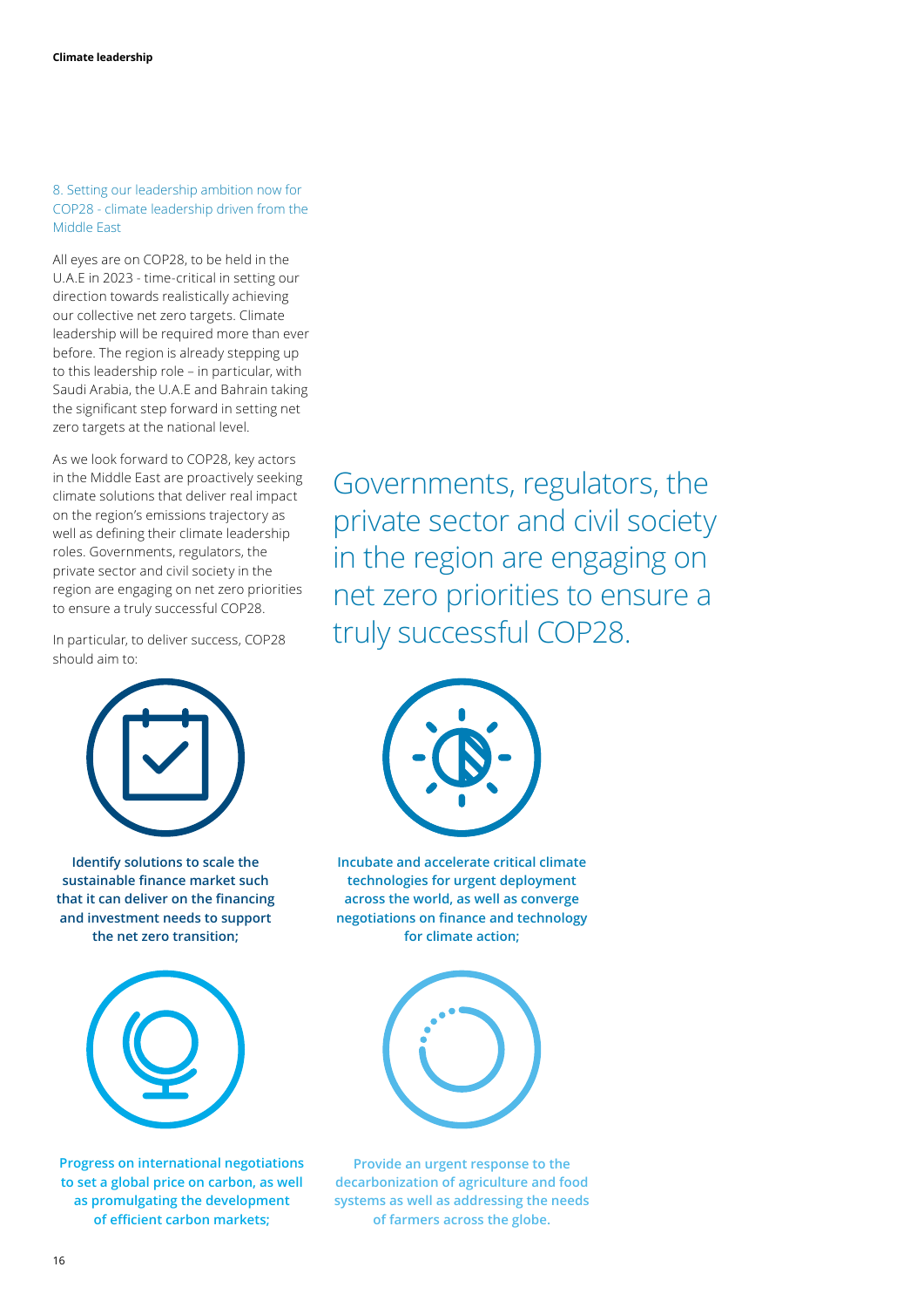## 8. Setting our leadership ambition now for COP28 - climate leadership driven from the Middle East

All eyes are on COP28, to be held in the U.A.E in 2023 - time-critical in setting our direction towards realistically achieving our collective net zero targets. Climate leadership will be required more than ever before. The region is already stepping up to this leadership role – in particular, with Saudi Arabia, the U.A.E and Bahrain taking the significant step forward in setting net zero targets at the national level.

As we look forward to COP28, key actors in the Middle East are proactively seeking climate solutions that deliver real impact on the region's emissions trajectory as well as defining their climate leadership roles. Governments, regulators, the private sector and civil society in the region are engaging on net zero priorities to ensure a truly successful COP28.

> Governments, regulators, the private sector and civil society in the region are engaging on net zero priorities to ensure a truly successful COP28.

In particular, to deliver success, COP28 should aim to:

- **Identify solutions to scale the sustainable finance market such that it can deliver on the financing and investment needs to support the net zero transition;**
- **Incubate and accelerate critical climate technologies for urgent deployment across the world, as well as converge negotiations on finance and technology for climate action;**
- **Progress on international negotiations to set a global price on carbon, as well as promulgating the development of efficient carbon markets;**
- **Provide an urgent response to the decarbonization of agriculture and food systems as well as addressing the needs of farmers across the globe.**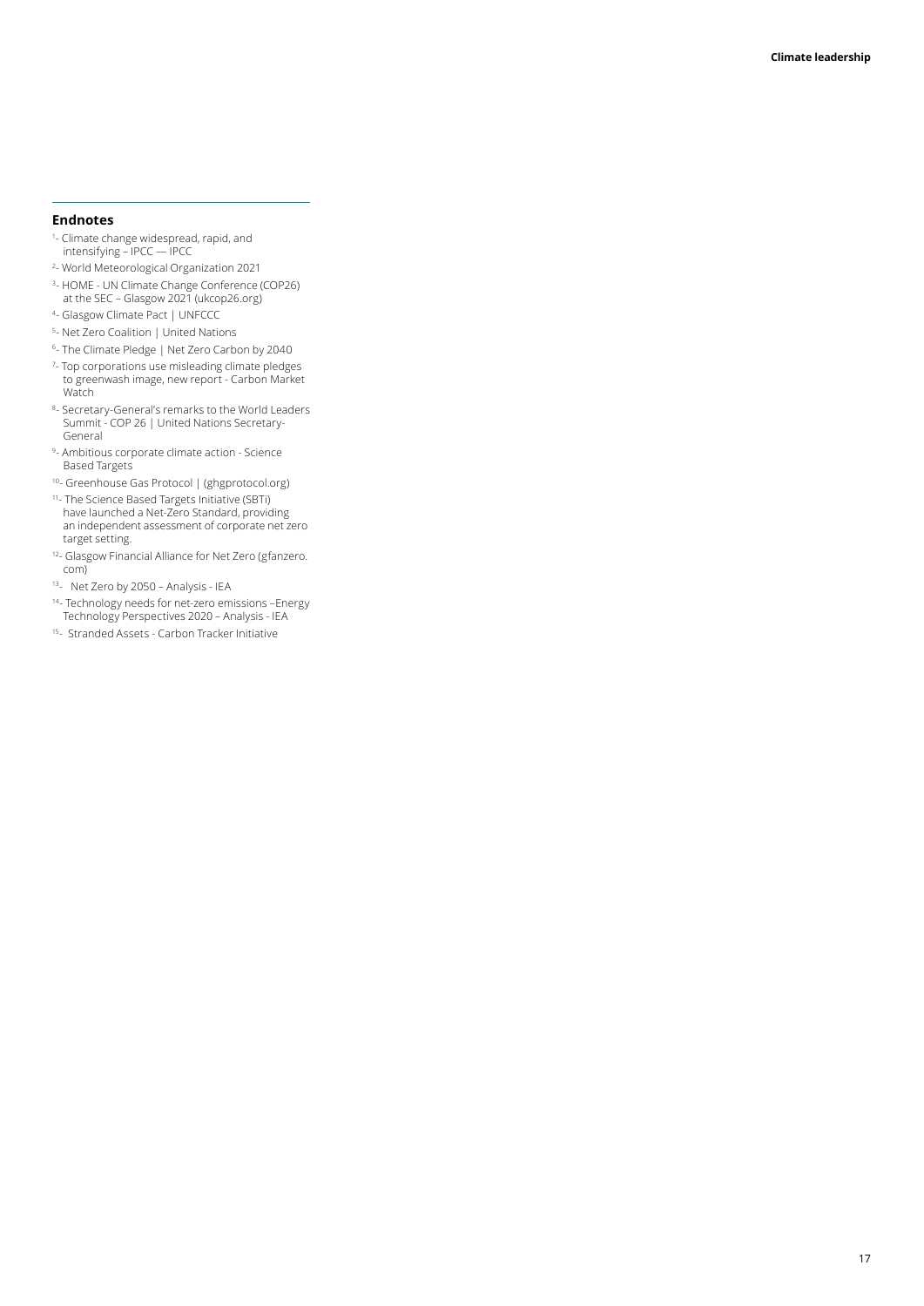## Endnotes

[1]- Climate change widespread, rapid, and intensifying – IPCC — IPCC

[2]- World Meteorological Organization 2021

[3]- HOME - UN Climate Change Conference (COP26) at the SEC – Glasgow 2021 (ukcop26.org)

[4]- Glasgow Climate Pact | UNFCCC

[5]- Net Zero Coalition | United Nations

[6]- The Climate Pledge | Net Zero Carbon by 2040

[7]- Top corporations use misleading climate pledges to greenwash image, new report - Carbon Market Watch

[8]- Secretary-General's remarks to the World Leaders Summit - COP 26 | United Nations Secretary-General

[9]- Ambitious corporate climate action - Science Based Targets

[10]- Greenhouse Gas Protocol | (ghgprotocol.org)

[11]- The Science Based Targets Initiative (SBTi) have launched a Net-Zero Standard, providing an independent assessment of corporate net zero target setting.

[12]- Glasgow Financial Alliance for Net Zero (gfanzero.com)

[13]- Net Zero by 2050 – Analysis - IEA

[14]- Technology needs for net-zero emissions –Energy Technology Perspectives 2020 – Analysis - IEA

[15]- Stranded Assets - Carbon Tracker Initiative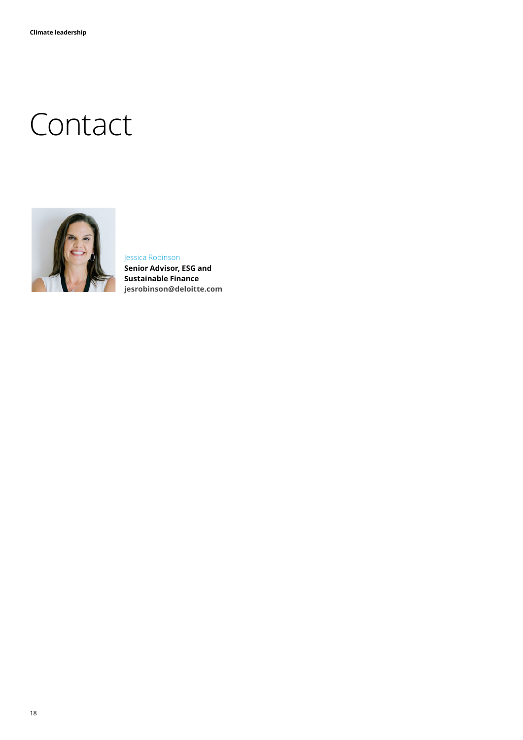# Contact

Jessica Robinson
**Senior Advisor, ESG and Sustainable Finance**
**jesrobinson@deloitte.com**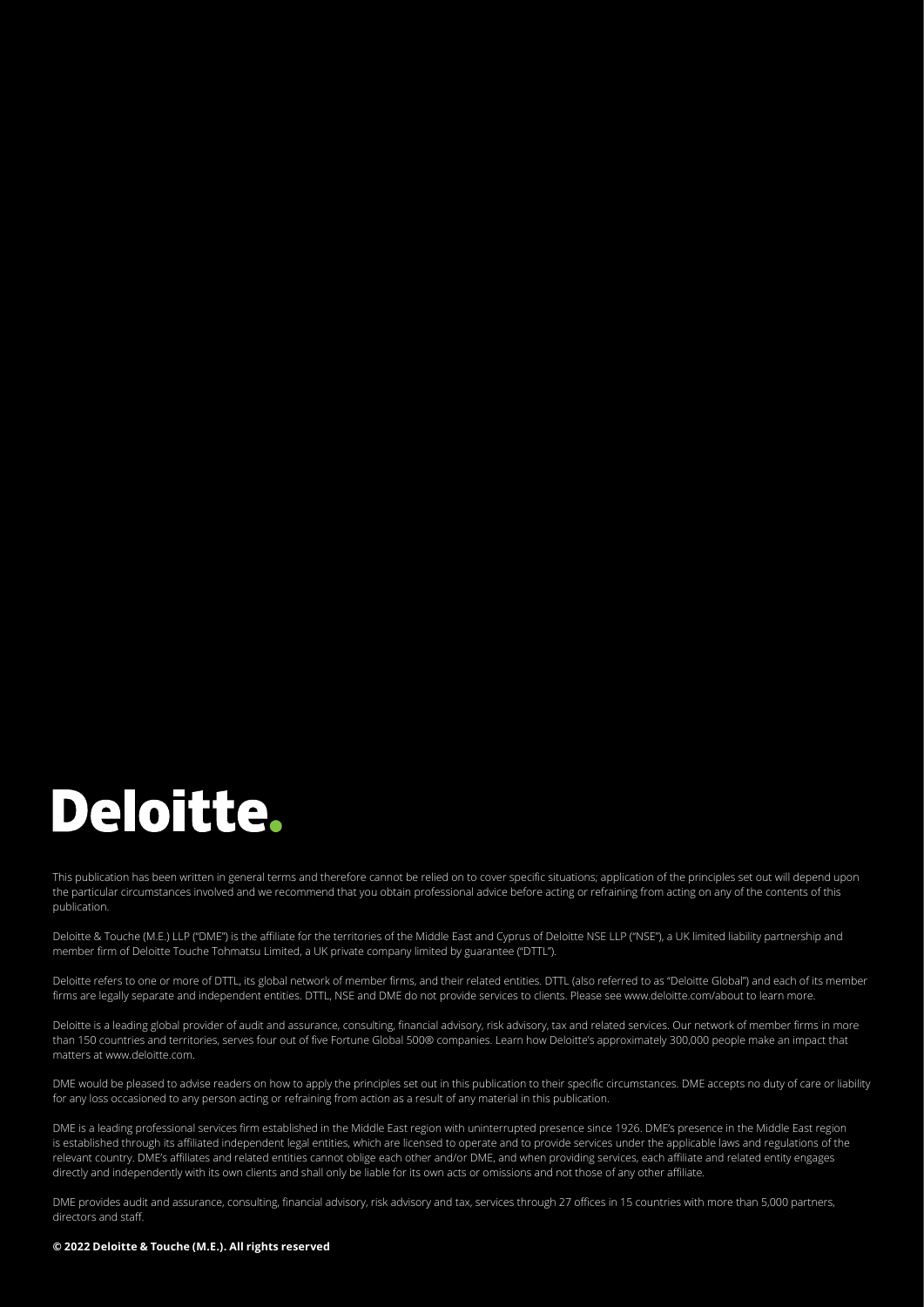# Deloitte.

This publication has been written in general terms and therefore cannot be relied on to cover specific situations; application of the principles set out will depend upon the particular circumstances involved and we recommend that you obtain professional advice before acting or refraining from acting on any of the contents of this publication.

Deloitte & Touche (M.E.) LLP ("DME") is the affiliate for the territories of the Middle East and Cyprus of Deloitte NSE LLP ("NSE"), a UK limited liability partnership and member firm of Deloitte Touche Tohmatsu Limited, a UK private company limited by guarantee ("DTTL").

Deloitte refers to one or more of DTTL, its global network of member firms, and their related entities. DTTL (also referred to as "Deloitte Global") and each of its member firms are legally separate and independent entities. DTTL, NSE and DME do not provide services to clients. Please see www.deloitte.com/about to learn more.

Deloitte is a leading global provider of audit and assurance, consulting, financial advisory, risk advisory, tax and related services. Our network of member firms in more than 150 countries and territories, serves four out of five Fortune Global 500® companies. Learn how Deloitte's approximately 300,000 people make an impact that matters at www.deloitte.com.

DME would be pleased to advise readers on how to apply the principles set out in this publication to their specific circumstances. DME accepts no duty of care or liability for any loss occasioned to any person acting or refraining from action as a result of any material in this publication.

DME is a leading professional services firm established in the Middle East region with uninterrupted presence since 1926. DME's presence in the Middle East region is established through its affiliated independent legal entities, which are licensed to operate and to provide services under the applicable laws and regulations of the relevant country. DME's affiliates and related entities cannot oblige each other and/or DME, and when providing services, each affiliate and related entity engages directly and independently with its own clients and shall only be liable for its own acts or omissions and not those of any other affiliate.

DME provides audit and assurance, consulting, financial advisory, risk advisory and tax, services through 27 offices in 15 countries with more than 5,000 partners, directors and staff.

**© 2022 Deloitte & Touche (M.E.). All rights reserved**